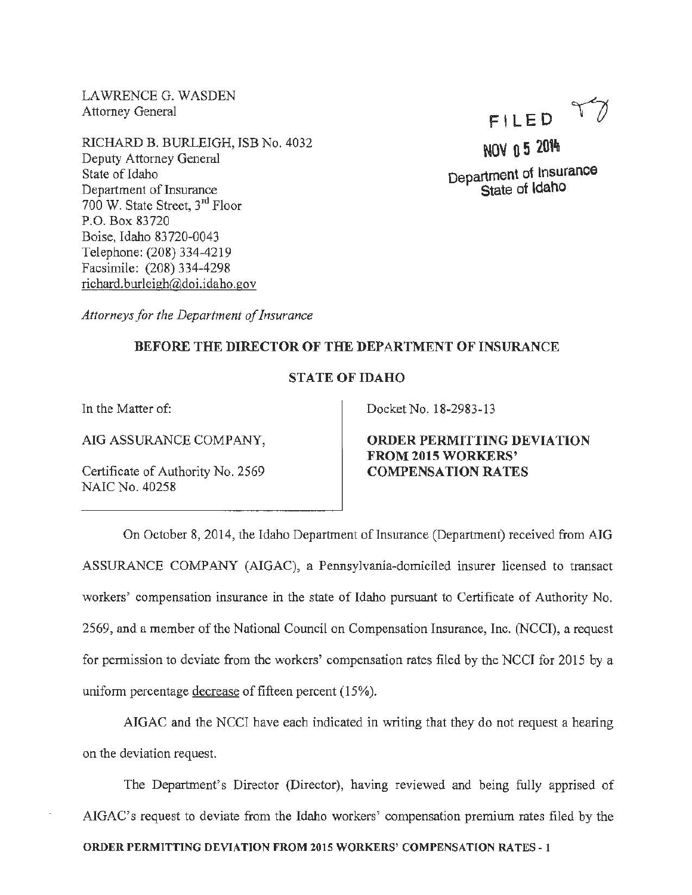LAWRENCE G. WASDEN
Attorney General

RICHARD B. BURLEIGH, ISB No. 4032
Deputy Attorney General
State of Idaho
Department of Insurance
700 W. State Street, 3rd Floor
P.O. Box 83720
Boise, Idaho 83720-0043
Telephone: (208) 334-4219
Facsimile: (208) 334-4298
richard.burleigh@doi.idaho.gov

FILED
NOV 05 2014
Department of Insurance
State of Idaho

*Attorneys for the Department of Insurance*

**BEFORE THE DIRECTOR OF THE DEPARTMENT OF INSURANCE**

**STATE OF IDAHO**

In the Matter of:

AIG ASSURANCE COMPANY,

Certificate of Authority No. 2569
NAIC No. 40258

Docket No. 18-2983-13

**ORDER PERMITTING DEVIATION FROM 2015 WORKERS' COMPENSATION RATES**

On October 8, 2014, the Idaho Department of Insurance (Department) received from AIG ASSURANCE COMPANY (AIGAC), a Pennsylvania-domiciled insurer licensed to transact workers' compensation insurance in the state of Idaho pursuant to Certificate of Authority No. 2569, and a member of the National Council on Compensation Insurance, Inc. (NCCI), a request for permission to deviate from the workers' compensation rates filed by the NCCI for 2015 by a uniform percentage decrease of fifteen percent (15%).

AIGAC and the NCCI have each indicated in writing that they do not request a hearing on the deviation request.

The Department's Director (Director), having reviewed and being fully apprised of AIGAC's request to deviate from the Idaho workers' compensation premium rates filed by the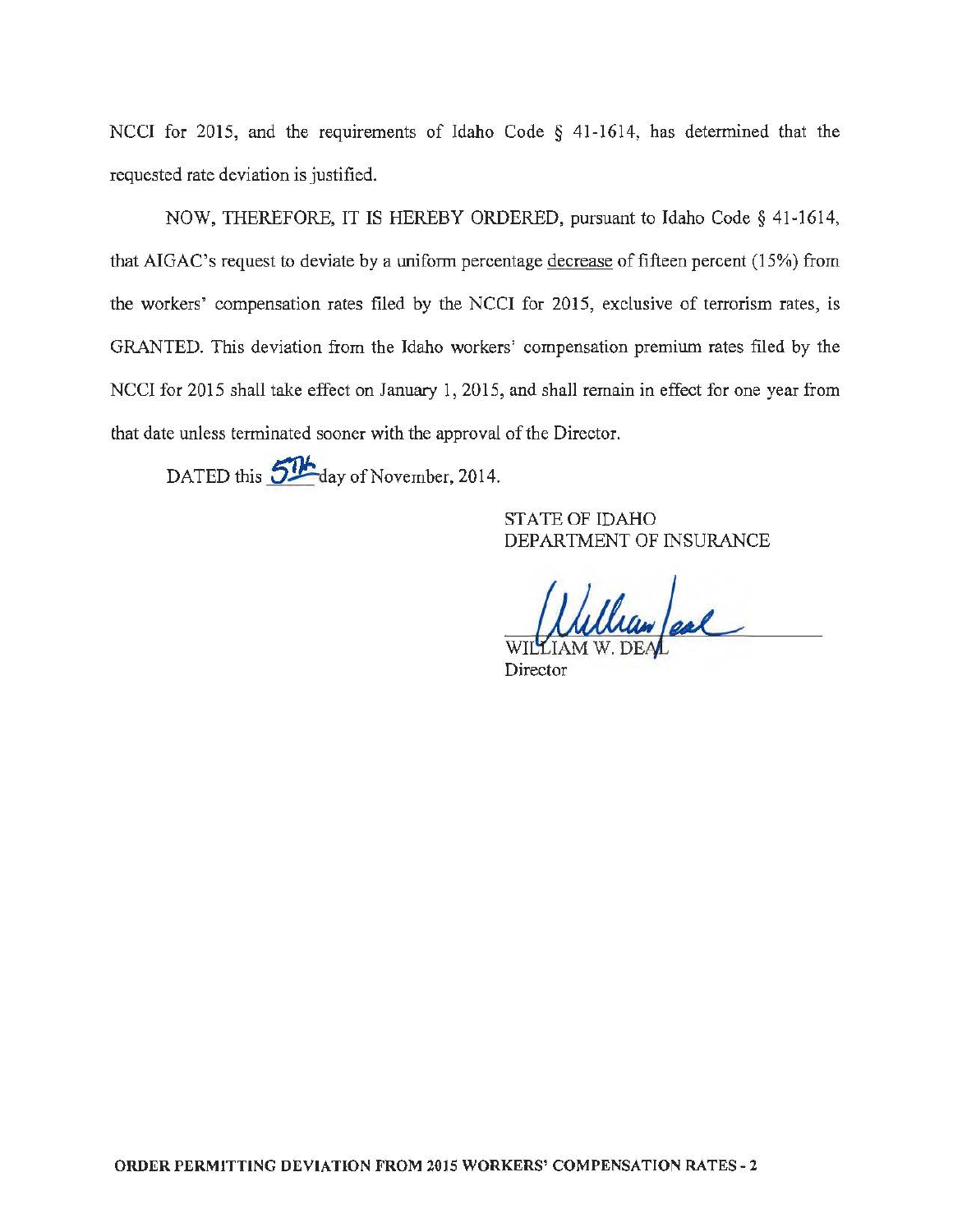NCCI for 2015, and the requirements of Idaho Code § 41-1614, has determined that the requested rate deviation is justified.

NOW, THEREFORE, IT IS HEREBY ORDERED, pursuant to Idaho Code § 41-1614, that AIGAC's request to deviate by a uniform percentage <u>decrease</u> of fifteen percent (15%) from the workers' compensation rates filed by the NCCI for 2015, exclusive of terrorism rates, is GRANTED. This deviation from the Idaho workers' compensation premium rates filed by the NCCI for 2015 shall take effect on January 1, 2015, and shall remain in effect for one year from that date unless terminated sooner with the approval of the Director.

DATED this 5th day of November, 2014.

STATE OF IDAHO
DEPARTMENT OF INSURANCE

William Deal

WILLIAM W. DEAL
Director

**ORDER PERMITTING DEVIATION FROM 2015 WORKERS' COMPENSATION RATES - 2**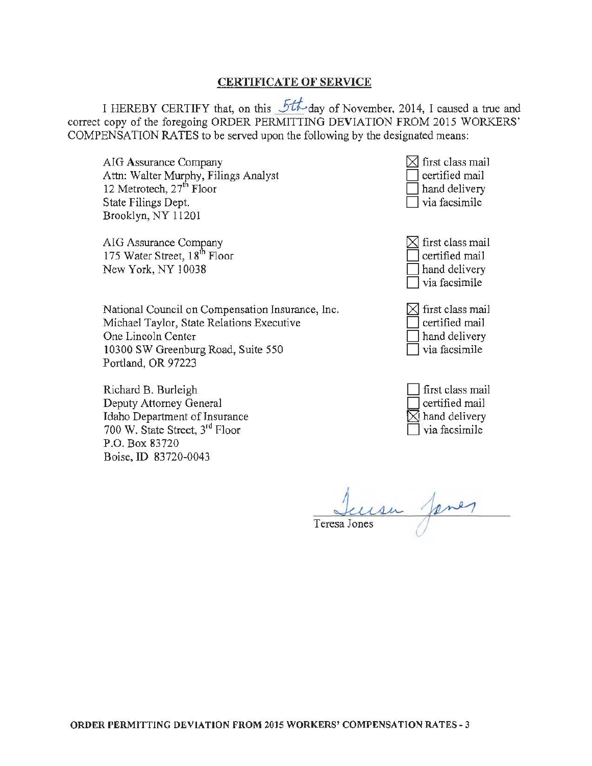## CERTIFICATE OF SERVICE

I HEREBY CERTIFY that, on this 5th day of November, 2014, I caused a true and correct copy of the foregoing ORDER PERMITTING DEVIATION FROM 2015 WORKERS' COMPENSATION RATES to be served upon the following by the designated means:

AIG Assurance Company
Attn: Walter Murphy, Filings Analyst
12 Metrotech, 27th Floor
State Filings Dept.
Brooklyn, NY 11201

- [x] first class mail
- [ ] certified mail
- [ ] hand delivery
- [ ] via facsimile

AIG Assurance Company
175 Water Street, 18th Floor
New York, NY 10038

- [x] first class mail
- [ ] certified mail
- [ ] hand delivery
- [ ] via facsimile

National Council on Compensation Insurance, Inc.
Michael Taylor, State Relations Executive
One Lincoln Center
10300 SW Greenburg Road, Suite 550
Portland, OR 97223

- [x] first class mail
- [ ] certified mail
- [ ] hand delivery
- [ ] via facsimile

Richard B. Burleigh
Deputy Attorney General
Idaho Department of Insurance
700 W. State Street, 3rd Floor
P.O. Box 83720
Boise, ID 83720-0043

- [ ] first class mail
- [ ] certified mail
- [x] hand delivery
- [ ] via facsimile

Teresa Jones